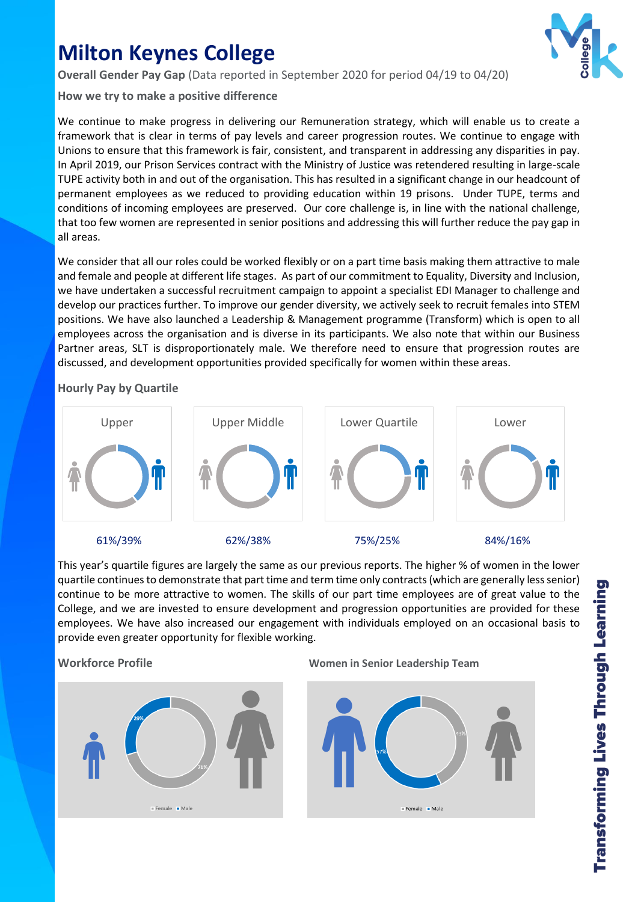# Milton Keynes College

**Overall Gender Pay Gap** (Data reported in September 2020 for period 04/19 to 04/20)

### How we try to make a positive difference

We continue to make progress in delivering our Remuneration strategy, which will enable us to create a framework that is clear in terms of pay levels and career progression routes. We continue to engage with Unions to ensure that this framework is fair, consistent, and transparent in addressing any disparities in pay. In April 2019, our Prison Services contract with the Ministry of Justice was retendered resulting in large-scale TUPE activity both in and out of the organisation. This has resulted in a significant change in our headcount of permanent employees as we reduced to providing education within 19 prisons. Under TUPE, terms and conditions of incoming employees are preserved. Our core challenge is, in line with the national challenge, that too few women are represented in senior positions and addressing this will further reduce the pay gap in all areas.

We consider that all our roles could be worked flexibly or on a part time basis making them attractive to male and female and people at different life stages. As part of our commitment to Equality, Diversity and Inclusion, we have undertaken a successful recruitment campaign to appoint a specialist EDI Manager to challenge and develop our practices further. To improve our gender diversity, we actively seek to recruit females into STEM positions. We have also launched a Leadership & Management programme (Transform) which is open to all employees across the organisation and is diverse in its participants. We also note that within our Business Partner areas, SLT is disproportionately male. We therefore need to ensure that progression routes are discussed, and development opportunities provided specifically for women within these areas.

### Hourly Pay by Quartile

| Upper | Upper Middle | Lower Quartile | Lower |
|---|---|---|---|
| 61%/39% | 62%/38% | 75%/25% | 84%/16% |

This year's quartile figures are largely the same as our previous reports. The higher % of women in the lower quartile continues to demonstrate that part time and term time only contracts (which are generally less senior) continue to be more attractive to women. The skills of our part time employees are of great value to the College, and we are invested to ensure development and progression opportunities are provided for these employees. We have also increased our engagement with individuals employed on an occasional basis to provide even greater opportunity for flexible working.

### Workforce Profile

Female 71%, Male 29%

### Women in Senior Leadership Team

Female 43%, Male 57%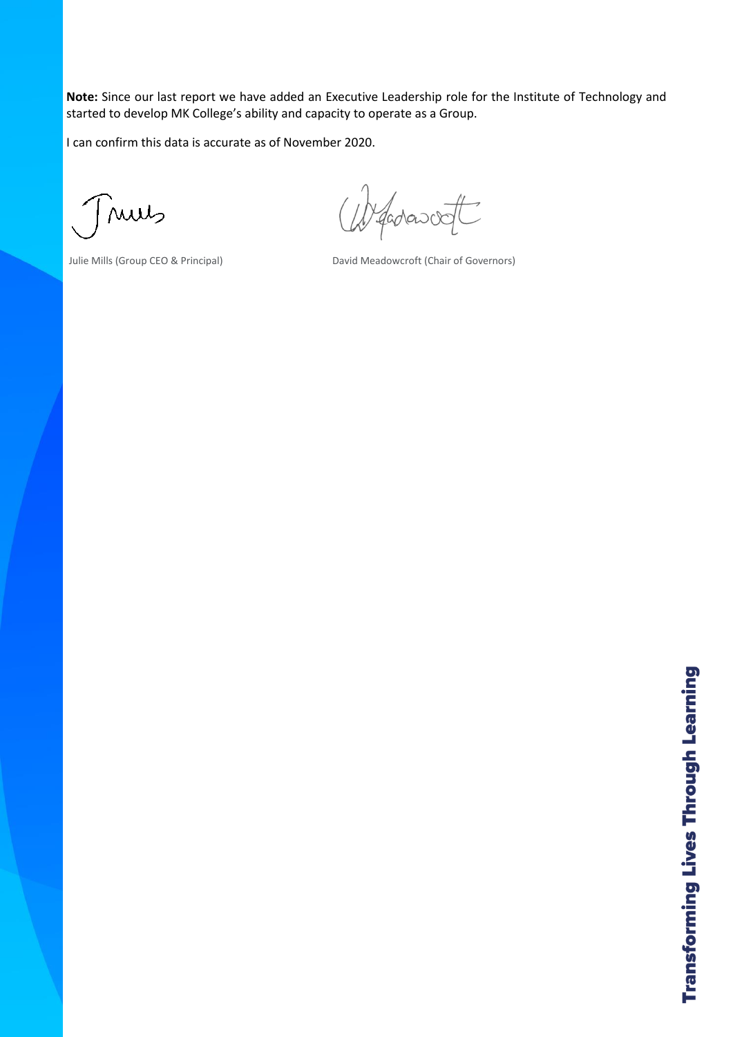**Note:** Since our last report we have added an Executive Leadership role for the Institute of Technology and started to develop MK College's ability and capacity to operate as a Group.

I can confirm this data is accurate as of November 2020.

Julie Mills (Group CEO & Principal)

David Meadowcroft (Chair of Governors)

**Transforming Lives Through Learning**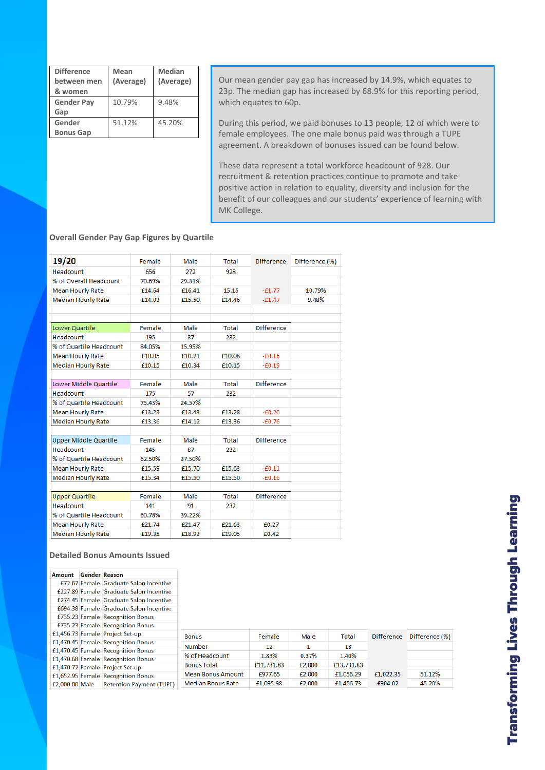| Difference between men & women | Mean (Average) | Median (Average) |
|---|---|---|
| Gender Pay Gap | 10.79% | 9.48% |
| Gender Bonus Gap | 51.12% | 45.20% |

Our mean gender pay gap has increased by 14.9%, which equates to 23p. The median gap has increased by 68.9% for this reporting period, which equates to 60p.

During this period, we paid bonuses to 13 people, 12 of which were to female employees. The one male bonus paid was through a TUPE agreement. A breakdown of bonuses issued can be found below.

These data represent a total workforce headcount of 928. Our recruitment & retention practices continue to promote and take positive action in relation to equality, diversity and inclusion for the benefit of our colleagues and our students' experience of learning with MK College.

## Overall Gender Pay Gap Figures by Quartile

| 19/20 | Female | Male | Total | Difference | Difference (%) |
|---|---|---|---|---|---|
| Headcount | 656 | 272 | 928 | | |
| % of Overall Headcount | 70.69% | 29.31% | | | |
| Mean Hourly Rate | £14.64 | £16.41 | 15.15 | -£1.77 | 10.79% |
| Median Hourly Rate | £14.03 | £15.50 | £14.46 | -£1.47 | 9.48% |

| Lower Quartile | Female | Male | Total | Difference |
|---|---|---|---|---|
| Headcount | 195 | 37 | 232 | |
| % of Quartile Headcount | 84.05% | 15.95% | | |
| Mean Hourly Rate | £10.05 | £10.21 | £10.08 | -£0.16 |
| Median Hourly Rate | £10.15 | £10.34 | £10.15 | -£0.19 |

| Lower Middle Quartile | Female | Male | Total | Difference |
|---|---|---|---|---|
| Headcount | 175 | 57 | 232 | |
| % of Quartile Headcount | 75.43% | 24.57% | | |
| Mean Hourly Rate | £13.23 | £13.43 | £13.28 | -£0.20 |
| Median Hourly Rate | £13.36 | £14.12 | £13.36 | -£0.76 |

| Upper Middle Quartile | Female | Male | Total | Difference |
|---|---|---|---|---|
| Headcount | 145 | 87 | 232 | |
| % of Quartile Headcount | 62.50% | 37.50% | | |
| Mean Hourly Rate | £15.59 | £15.70 | £15.63 | -£0.11 |
| Median Hourly Rate | £15.34 | £15.50 | £15.50 | -£0.16 |

| Upper Quartile | Female | Male | Total | Difference |
|---|---|---|---|---|
| Headcount | 141 | 91 | 232 | |
| % of Quartile Headcount | 60.78% | 39.22% | | |
| Mean Hourly Rate | £21.74 | £21.47 | £21.63 | £0.27 |
| Median Hourly Rate | £19.35 | £18.93 | £19.05 | £0.42 |

## Detailed Bonus Amounts Issued

| Amount | Gender | Reason |
|---|---|---|
| £72.67 | Female | Graduate Salon Incentive |
| £227.89 | Female | Graduate Salon Incentive |
| £274.45 | Female | Graduate Salon Incentive |
| £694.38 | Female | Graduate Salon Incentive |
| £735.23 | Female | Recognition Bonus |
| £735.23 | Female | Recognition Bonus |
| £1,456.73 | Female | Project Set-up |
| £1,470.45 | Female | Recognition Bonus |
| £1,470.45 | Female | Recognition Bonus |
| £1,470.68 | Female | Recognition Bonus |
| £1,470.72 | Female | Project Set-up |
| £1,652.95 | Female | Recognition Bonus |
| £2,000.00 | Male | Retention Payment (TUPE) |

| Bonus | Female | Male | Total | Difference | Difference (%) |
|---|---|---|---|---|---|
| Number | 12 | 1 | 13 | | |
| % of Headcount | 1.83% | 0.37% | 1.40% | | |
| Bonus Total | £11,731.83 | £2,000 | £13,731.83 | | |
| Mean Bonus Amount | £977.65 | £2,000 | £1,056.29 | £1,022.35 | 51.12% |
| Median Bonus Rate | £1,095.98 | £2,000 | £1,456.73 | £904.02 | 45.20% |

Transforming Lives Through Learning